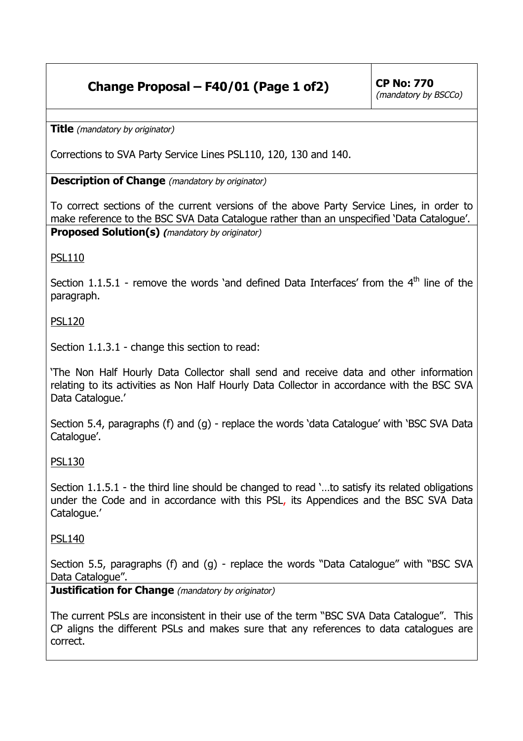# Change Proposal – F40/01 (Page 1 of2)

**CP No: 770**
*(mandatory by BSCCo)*

**Title** *(mandatory by originator)*

Corrections to SVA Party Service Lines PSL110, 120, 130 and 140.

**Description of Change** *(mandatory by originator)*

To correct sections of the current versions of the above Party Service Lines, in order to make reference to the BSC SVA Data Catalogue rather than an unspecified 'Data Catalogue'.

**Proposed Solution(s)** *(mandatory by originator)*

PSL110

Section 1.1.5.1 - remove the words 'and defined Data Interfaces' from the 4th line of the paragraph.

PSL120

Section 1.1.3.1 - change this section to read:

'The Non Half Hourly Data Collector shall send and receive data and other information relating to its activities as Non Half Hourly Data Collector in accordance with the BSC SVA Data Catalogue.'

Section 5.4, paragraphs (f) and (g) - replace the words 'data Catalogue' with 'BSC SVA Data Catalogue'.

PSL130

Section 1.1.5.1 - the third line should be changed to read '…to satisfy its related obligations under the Code and in accordance with this PSL, its Appendices and the BSC SVA Data Catalogue.'

PSL140

Section 5.5, paragraphs (f) and (g) - replace the words "Data Catalogue" with "BSC SVA Data Catalogue".

**Justification for Change** *(mandatory by originator)*

The current PSLs are inconsistent in their use of the term "BSC SVA Data Catalogue". This CP aligns the different PSLs and makes sure that any references to data catalogues are correct.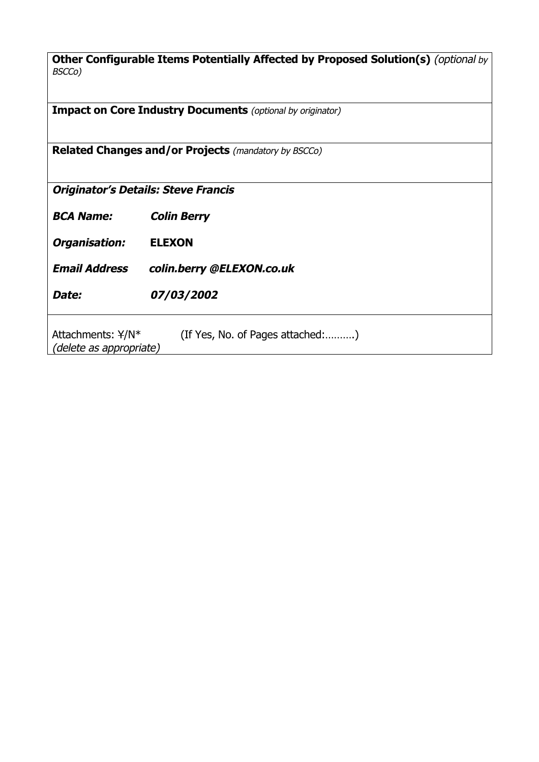**Other Configurable Items Potentially Affected by Proposed Solution(s)** *(optional by BSCCo)*

**Impact on Core Industry Documents** *(optional by originator)*

**Related Changes and/or Projects** *(mandatory by BSCCo)*

***Originator's Details: Steve Francis***

***BCA Name:*** ***Colin Berry***

***Organisation:*** **ELEXON**

***Email Address*** ***colin.berry @ELEXON.co.uk***

***Date:*** ***07/03/2002***

Attachments: ¥/N* (If Yes, No. of Pages attached:……….)
*(delete as appropriate)*